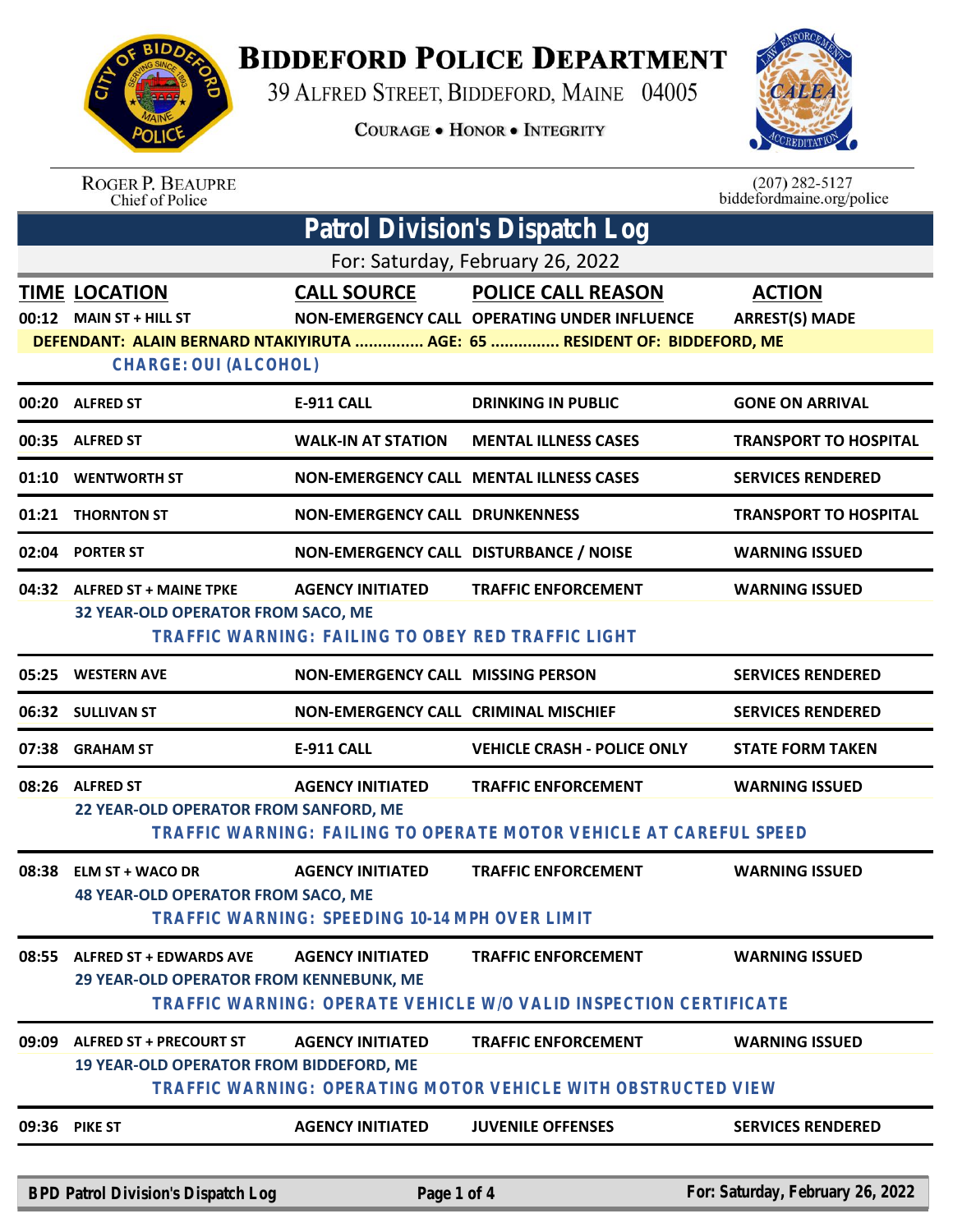# BIDDEFORD POLICE DEPARTMENT

39 ALFRED STREET, BIDDEFORD, MAINE 04005

COURAGE • HONOR • INTEGRITY

ROGER P. BEAUPRE
Chief of Police

(207) 282-5127
biddefordmaine.org/police

## Patrol Division's Dispatch Log

For: Saturday, February 26, 2022

| TIME | LOCATION | CALL SOURCE | POLICE CALL REASON | ACTION |
|---|---|---|---|---|
| 00:12 | MAIN ST + HILL ST | NON-EMERGENCY CALL | OPERATING UNDER INFLUENCE | ARREST(S) MADE |
| | DEFENDANT: ALAIN BERNARD NTAKIYIRUTA ............... AGE: 65 ............... RESIDENT OF: BIDDEFORD, ME | | | |
| | CHARGE: OUI (ALCOHOL) | | | |
| 00:20 | ALFRED ST | E-911 CALL | DRINKING IN PUBLIC | GONE ON ARRIVAL |
| 00:35 | ALFRED ST | WALK-IN AT STATION | MENTAL ILLNESS CASES | TRANSPORT TO HOSPITAL |
| 01:10 | WENTWORTH ST | NON-EMERGENCY CALL | MENTAL ILLNESS CASES | SERVICES RENDERED |
| 01:21 | THORNTON ST | NON-EMERGENCY CALL | DRUNKENNESS | TRANSPORT TO HOSPITAL |
| 02:04 | PORTER ST | NON-EMERGENCY CALL | DISTURBANCE / NOISE | WARNING ISSUED |
| 04:32 | ALFRED ST + MAINE TPKE | AGENCY INITIATED | TRAFFIC ENFORCEMENT | WARNING ISSUED |
| | 32 YEAR-OLD OPERATOR FROM SACO, ME | | | |
| | TRAFFIC WARNING: FAILING TO OBEY RED TRAFFIC LIGHT | | | |
| 05:25 | WESTERN AVE | NON-EMERGENCY CALL | MISSING PERSON | SERVICES RENDERED |
| 06:32 | SULLIVAN ST | NON-EMERGENCY CALL | CRIMINAL MISCHIEF | SERVICES RENDERED |
| 07:38 | GRAHAM ST | E-911 CALL | VEHICLE CRASH - POLICE ONLY | STATE FORM TAKEN |
| 08:26 | ALFRED ST | AGENCY INITIATED | TRAFFIC ENFORCEMENT | WARNING ISSUED |
| | 22 YEAR-OLD OPERATOR FROM SANFORD, ME | | | |
| | TRAFFIC WARNING: FAILING TO OPERATE MOTOR VEHICLE AT CAREFUL SPEED | | | |
| 08:38 | ELM ST + WACO DR | AGENCY INITIATED | TRAFFIC ENFORCEMENT | WARNING ISSUED |
| | 48 YEAR-OLD OPERATOR FROM SACO, ME | | | |
| | TRAFFIC WARNING: SPEEDING 10-14 MPH OVER LIMIT | | | |
| 08:55 | ALFRED ST + EDWARDS AVE | AGENCY INITIATED | TRAFFIC ENFORCEMENT | WARNING ISSUED |
| | 29 YEAR-OLD OPERATOR FROM KENNEBUNK, ME | | | |
| | TRAFFIC WARNING: OPERATE VEHICLE W/O VALID INSPECTION CERTIFICATE | | | |
| 09:09 | ALFRED ST + PRECOURT ST | AGENCY INITIATED | TRAFFIC ENFORCEMENT | WARNING ISSUED |
| | 19 YEAR-OLD OPERATOR FROM BIDDEFORD, ME | | | |
| | TRAFFIC WARNING: OPERATING MOTOR VEHICLE WITH OBSTRUCTED VIEW | | | |
| 09:36 | PIKE ST | AGENCY INITIATED | JUVENILE OFFENSES | SERVICES RENDERED |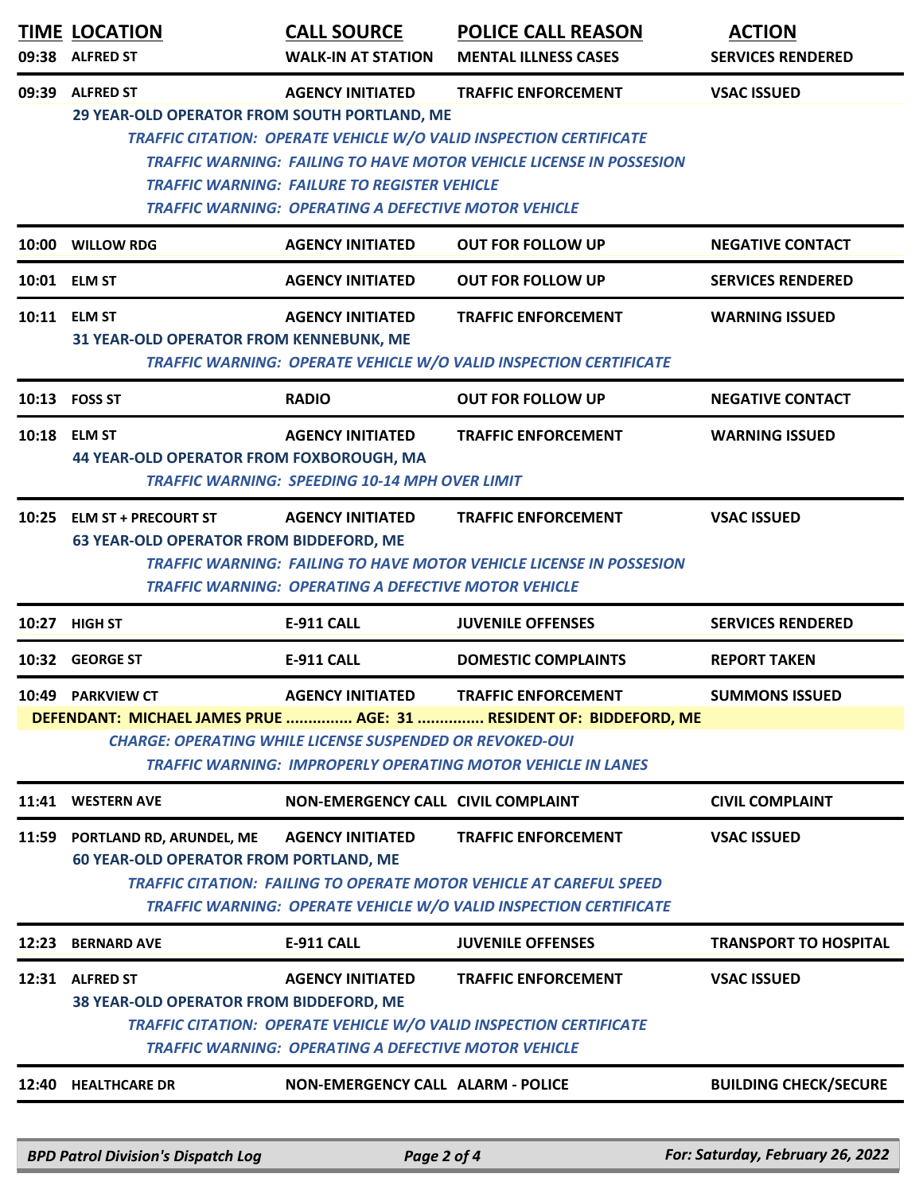| TIME | LOCATION | CALL SOURCE | POLICE CALL REASON | ACTION |
|---|---|---|---|---|
| 09:38 | ALFRED ST | WALK-IN AT STATION | MENTAL ILLNESS CASES | SERVICES RENDERED |
| 09:39 | ALFRED ST | AGENCY INITIATED | TRAFFIC ENFORCEMENT | VSAC ISSUED |

**29 YEAR-OLD OPERATOR FROM SOUTH PORTLAND, ME**

*TRAFFIC CITATION: OPERATE VEHICLE W/O VALID INSPECTION CERTIFICATE*
*TRAFFIC WARNING: FAILING TO HAVE MOTOR VEHICLE LICENSE IN POSSESION*
*TRAFFIC WARNING: FAILURE TO REGISTER VEHICLE*
*TRAFFIC WARNING: OPERATING A DEFECTIVE MOTOR VEHICLE*

| TIME | LOCATION | CALL SOURCE | POLICE CALL REASON | ACTION |
|---|---|---|---|---|
| 10:00 | WILLOW RDG | AGENCY INITIATED | OUT FOR FOLLOW UP | NEGATIVE CONTACT |
| 10:01 | ELM ST | AGENCY INITIATED | OUT FOR FOLLOW UP | SERVICES RENDERED |
| 10:11 | ELM ST | AGENCY INITIATED | TRAFFIC ENFORCEMENT | WARNING ISSUED |

**31 YEAR-OLD OPERATOR FROM KENNEBUNK, ME**

*TRAFFIC WARNING: OPERATE VEHICLE W/O VALID INSPECTION CERTIFICATE*

| TIME | LOCATION | CALL SOURCE | POLICE CALL REASON | ACTION |
|---|---|---|---|---|
| 10:13 | FOSS ST | RADIO | OUT FOR FOLLOW UP | NEGATIVE CONTACT |
| 10:18 | ELM ST | AGENCY INITIATED | TRAFFIC ENFORCEMENT | WARNING ISSUED |

**44 YEAR-OLD OPERATOR FROM FOXBOROUGH, MA**

*TRAFFIC WARNING: SPEEDING 10-14 MPH OVER LIMIT*

| TIME | LOCATION | CALL SOURCE | POLICE CALL REASON | ACTION |
|---|---|---|---|---|
| 10:25 | ELM ST + PRECOURT ST | AGENCY INITIATED | TRAFFIC ENFORCEMENT | VSAC ISSUED |

**63 YEAR-OLD OPERATOR FROM BIDDEFORD, ME**

*TRAFFIC WARNING: FAILING TO HAVE MOTOR VEHICLE LICENSE IN POSSESION*
*TRAFFIC WARNING: OPERATING A DEFECTIVE MOTOR VEHICLE*

| TIME | LOCATION | CALL SOURCE | POLICE CALL REASON | ACTION |
|---|---|---|---|---|
| 10:27 | HIGH ST | E-911 CALL | JUVENILE OFFENSES | SERVICES RENDERED |
| 10:32 | GEORGE ST | E-911 CALL | DOMESTIC COMPLAINTS | REPORT TAKEN |
| 10:49 | PARKVIEW CT | AGENCY INITIATED | TRAFFIC ENFORCEMENT | SUMMONS ISSUED |

**DEFENDANT: MICHAEL JAMES PRUE ............... AGE: 31 ............... RESIDENT OF: BIDDEFORD, ME**

*CHARGE: OPERATING WHILE LICENSE SUSPENDED OR REVOKED-OUI*
*TRAFFIC WARNING: IMPROPERLY OPERATING MOTOR VEHICLE IN LANES*

| TIME | LOCATION | CALL SOURCE | POLICE CALL REASON | ACTION |
|---|---|---|---|---|
| 11:41 | WESTERN AVE | NON-EMERGENCY CALL | CIVIL COMPLAINT | CIVIL COMPLAINT |
| 11:59 | PORTLAND RD, ARUNDEL, ME | AGENCY INITIATED | TRAFFIC ENFORCEMENT | VSAC ISSUED |

**60 YEAR-OLD OPERATOR FROM PORTLAND, ME**

*TRAFFIC CITATION: FAILING TO OPERATE MOTOR VEHICLE AT CAREFUL SPEED*
*TRAFFIC WARNING: OPERATE VEHICLE W/O VALID INSPECTION CERTIFICATE*

| TIME | LOCATION | CALL SOURCE | POLICE CALL REASON | ACTION |
|---|---|---|---|---|
| 12:23 | BERNARD AVE | E-911 CALL | JUVENILE OFFENSES | TRANSPORT TO HOSPITAL |
| 12:31 | ALFRED ST | AGENCY INITIATED | TRAFFIC ENFORCEMENT | VSAC ISSUED |

**38 YEAR-OLD OPERATOR FROM BIDDEFORD, ME**

*TRAFFIC CITATION: OPERATE VEHICLE W/O VALID INSPECTION CERTIFICATE*
*TRAFFIC WARNING: OPERATING A DEFECTIVE MOTOR VEHICLE*

| TIME | LOCATION | CALL SOURCE | POLICE CALL REASON | ACTION |
|---|---|---|---|---|
| 12:40 | HEALTHCARE DR | NON-EMERGENCY CALL | ALARM - POLICE | BUILDING CHECK/SECURE |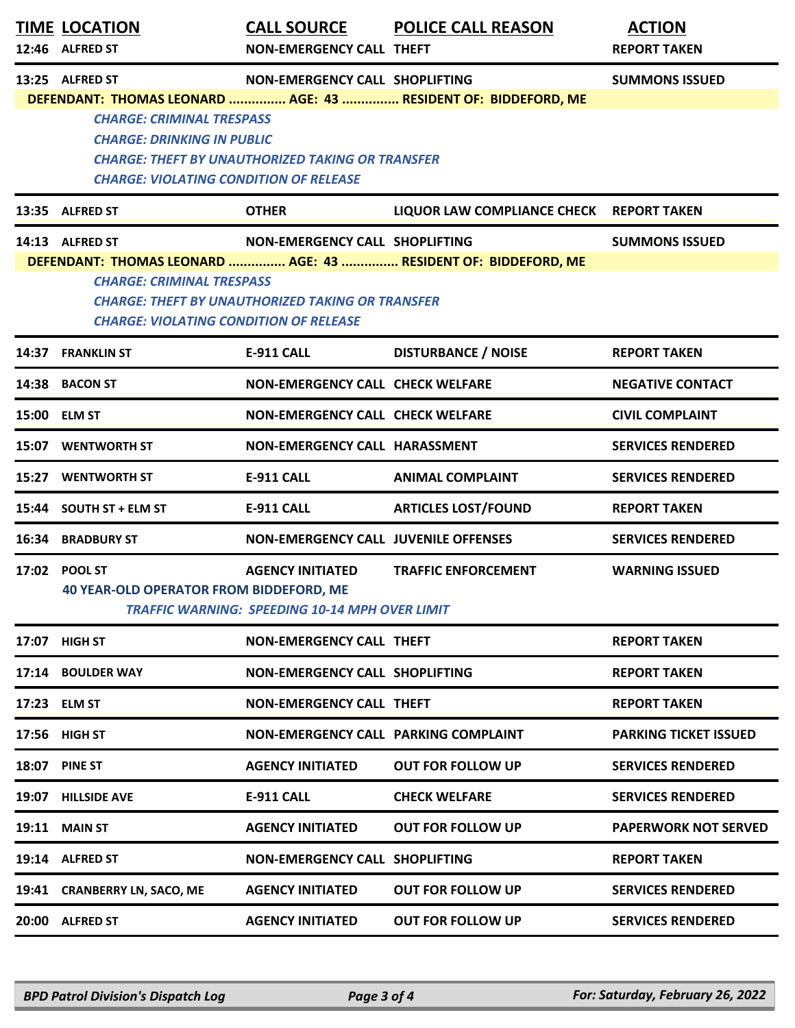| TIME | LOCATION | CALL SOURCE | POLICE CALL REASON | ACTION |
|---|---|---|---|---|
| 12:46 | ALFRED ST | NON-EMERGENCY CALL | THEFT | REPORT TAKEN |
| 13:25 | ALFRED ST | NON-EMERGENCY CALL | SHOPLIFTING | SUMMONS ISSUED |

**DEFENDANT: THOMAS LEONARD ............... AGE: 43 ............... RESIDENT OF: BIDDEFORD, ME**

*CHARGE: CRIMINAL TRESPASS*
*CHARGE: DRINKING IN PUBLIC*
*CHARGE: THEFT BY UNAUTHORIZED TAKING OR TRANSFER*
*CHARGE: VIOLATING CONDITION OF RELEASE*

| TIME | LOCATION | CALL SOURCE | POLICE CALL REASON | ACTION |
|---|---|---|---|---|
| 13:35 | ALFRED ST | OTHER | LIQUOR LAW COMPLIANCE CHECK | REPORT TAKEN |
| 14:13 | ALFRED ST | NON-EMERGENCY CALL | SHOPLIFTING | SUMMONS ISSUED |

**DEFENDANT: THOMAS LEONARD ............... AGE: 43 ............... RESIDENT OF: BIDDEFORD, ME**

*CHARGE: CRIMINAL TRESPASS*
*CHARGE: THEFT BY UNAUTHORIZED TAKING OR TRANSFER*
*CHARGE: VIOLATING CONDITION OF RELEASE*

| TIME | LOCATION | CALL SOURCE | POLICE CALL REASON | ACTION |
|---|---|---|---|---|
| 14:37 | FRANKLIN ST | E-911 CALL | DISTURBANCE / NOISE | REPORT TAKEN |
| 14:38 | BACON ST | NON-EMERGENCY CALL | CHECK WELFARE | NEGATIVE CONTACT |
| 15:00 | ELM ST | NON-EMERGENCY CALL | CHECK WELFARE | CIVIL COMPLAINT |
| 15:07 | WENTWORTH ST | NON-EMERGENCY CALL | HARASSMENT | SERVICES RENDERED |
| 15:27 | WENTWORTH ST | E-911 CALL | ANIMAL COMPLAINT | SERVICES RENDERED |
| 15:44 | SOUTH ST + ELM ST | E-911 CALL | ARTICLES LOST/FOUND | REPORT TAKEN |
| 16:34 | BRADBURY ST | NON-EMERGENCY CALL | JUVENILE OFFENSES | SERVICES RENDERED |
| 17:02 | POOL ST | AGENCY INITIATED | TRAFFIC ENFORCEMENT | WARNING ISSUED |

**40 YEAR-OLD OPERATOR FROM BIDDEFORD, ME**

*TRAFFIC WARNING: SPEEDING 10-14 MPH OVER LIMIT*

| TIME | LOCATION | CALL SOURCE | POLICE CALL REASON | ACTION |
|---|---|---|---|---|
| 17:07 | HIGH ST | NON-EMERGENCY CALL | THEFT | REPORT TAKEN |
| 17:14 | BOULDER WAY | NON-EMERGENCY CALL | SHOPLIFTING | REPORT TAKEN |
| 17:23 | ELM ST | NON-EMERGENCY CALL | THEFT | REPORT TAKEN |
| 17:56 | HIGH ST | NON-EMERGENCY CALL | PARKING COMPLAINT | PARKING TICKET ISSUED |
| 18:07 | PINE ST | AGENCY INITIATED | OUT FOR FOLLOW UP | SERVICES RENDERED |
| 19:07 | HILLSIDE AVE | E-911 CALL | CHECK WELFARE | SERVICES RENDERED |
| 19:11 | MAIN ST | AGENCY INITIATED | OUT FOR FOLLOW UP | PAPERWORK NOT SERVED |
| 19:14 | ALFRED ST | NON-EMERGENCY CALL | SHOPLIFTING | REPORT TAKEN |
| 19:41 | CRANBERRY LN, SACO, ME | AGENCY INITIATED | OUT FOR FOLLOW UP | SERVICES RENDERED |
| 20:00 | ALFRED ST | AGENCY INITIATED | OUT FOR FOLLOW UP | SERVICES RENDERED |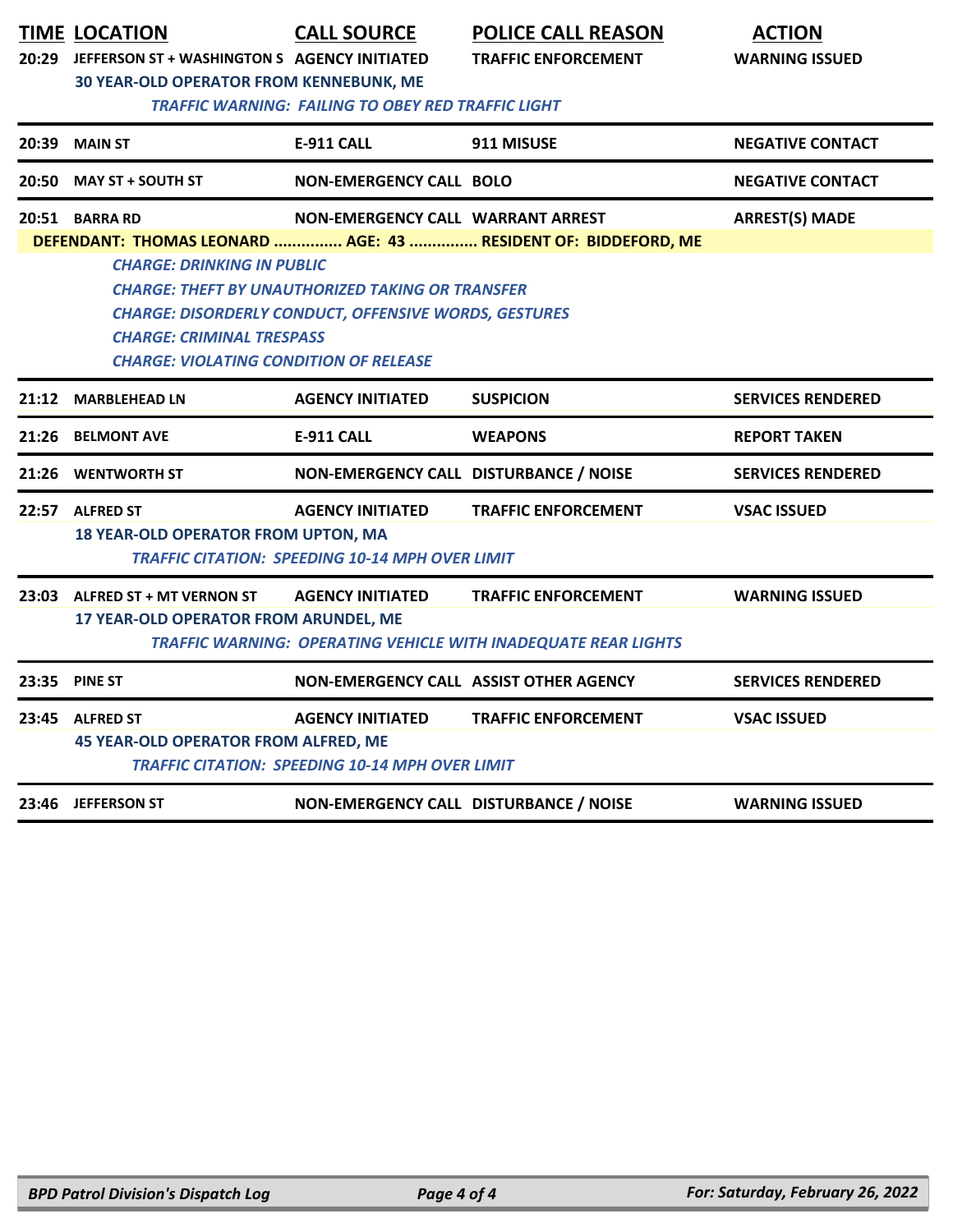| TIME | LOCATION | CALL SOURCE | POLICE CALL REASON | ACTION |
|---|---|---|---|---|
| 20:29 | JEFFERSON ST + WASHINGTON S | AGENCY INITIATED | TRAFFIC ENFORCEMENT | WARNING ISSUED |
| | 30 YEAR-OLD OPERATOR FROM KENNEBUNK, ME | | | |
| | *TRAFFIC WARNING: FAILING TO OBEY RED TRAFFIC LIGHT* | | | |
| 20:39 | MAIN ST | E-911 CALL | 911 MISUSE | NEGATIVE CONTACT |
| 20:50 | MAY ST + SOUTH ST | NON-EMERGENCY CALL | BOLO | NEGATIVE CONTACT |
| 20:51 | BARRA RD | NON-EMERGENCY CALL | WARRANT ARREST | ARREST(S) MADE |
| | DEFENDANT: THOMAS LEONARD ............... AGE: 43 ............... RESIDENT OF: BIDDEFORD, ME | | | |
| | *CHARGE: DRINKING IN PUBLIC* | | | |
| | *CHARGE: THEFT BY UNAUTHORIZED TAKING OR TRANSFER* | | | |
| | *CHARGE: DISORDERLY CONDUCT, OFFENSIVE WORDS, GESTURES* | | | |
| | *CHARGE: CRIMINAL TRESPASS* | | | |
| | *CHARGE: VIOLATING CONDITION OF RELEASE* | | | |
| 21:12 | MARBLEHEAD LN | AGENCY INITIATED | SUSPICION | SERVICES RENDERED |
| 21:26 | BELMONT AVE | E-911 CALL | WEAPONS | REPORT TAKEN |
| 21:26 | WENTWORTH ST | NON-EMERGENCY CALL | DISTURBANCE / NOISE | SERVICES RENDERED |
| 22:57 | ALFRED ST | AGENCY INITIATED | TRAFFIC ENFORCEMENT | VSAC ISSUED |
| | 18 YEAR-OLD OPERATOR FROM UPTON, MA | | | |
| | *TRAFFIC CITATION: SPEEDING 10-14 MPH OVER LIMIT* | | | |
| 23:03 | ALFRED ST + MT VERNON ST | AGENCY INITIATED | TRAFFIC ENFORCEMENT | WARNING ISSUED |
| | 17 YEAR-OLD OPERATOR FROM ARUNDEL, ME | | | |
| | *TRAFFIC WARNING: OPERATING VEHICLE WITH INADEQUATE REAR LIGHTS* | | | |
| 23:35 | PINE ST | NON-EMERGENCY CALL | ASSIST OTHER AGENCY | SERVICES RENDERED |
| 23:45 | ALFRED ST | AGENCY INITIATED | TRAFFIC ENFORCEMENT | VSAC ISSUED |
| | 45 YEAR-OLD OPERATOR FROM ALFRED, ME | | | |
| | *TRAFFIC CITATION: SPEEDING 10-14 MPH OVER LIMIT* | | | |
| 23:46 | JEFFERSON ST | NON-EMERGENCY CALL | DISTURBANCE / NOISE | WARNING ISSUED |